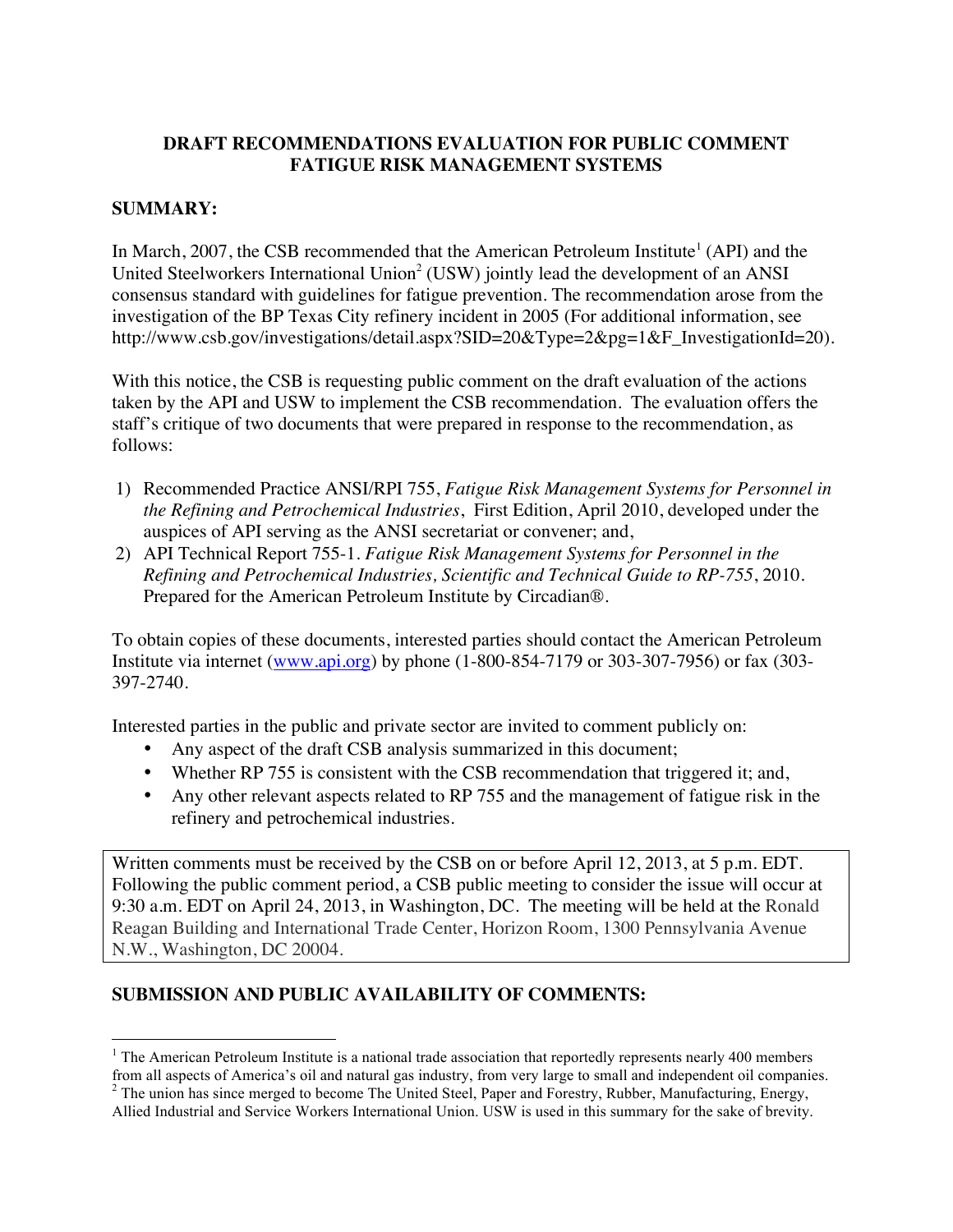# DRAFT RECOMMENDATIONS EVALUATION FOR PUBLIC COMMENT FATIGUE RISK MANAGEMENT SYSTEMS

## SUMMARY:

In March, 2007, the CSB recommended that the American Petroleum Institute[1] (API) and the United Steelworkers International Union[2] (USW) jointly lead the development of an ANSI consensus standard with guidelines for fatigue prevention. The recommendation arose from the investigation of the BP Texas City refinery incident in 2005 (For additional information, see http://www.csb.gov/investigations/detail.aspx?SID=20&Type=2&pg=1&F_InvestigationId=20).

With this notice, the CSB is requesting public comment on the draft evaluation of the actions taken by the API and USW to implement the CSB recommendation. The evaluation offers the staff's critique of two documents that were prepared in response to the recommendation, as follows:

1) Recommended Practice ANSI/RPI 755, *Fatigue Risk Management Systems for Personnel in the Refining and Petrochemical Industries*, First Edition, April 2010, developed under the auspices of API serving as the ANSI secretariat or convener; and,
2) API Technical Report 755-1. *Fatigue Risk Management Systems for Personnel in the Refining and Petrochemical Industries, Scientific and Technical Guide to RP-755*, 2010. Prepared for the American Petroleum Institute by Circadian®.

To obtain copies of these documents, interested parties should contact the American Petroleum Institute via internet (www.api.org) by phone (1-800-854-7179 or 303-307-7956) or fax (303-397-2740.

Interested parties in the public and private sector are invited to comment publicly on:

- Any aspect of the draft CSB analysis summarized in this document;
- Whether RP 755 is consistent with the CSB recommendation that triggered it; and,
- Any other relevant aspects related to RP 755 and the management of fatigue risk in the refinery and petrochemical industries.

Written comments must be received by the CSB on or before April 12, 2013, at 5 p.m. EDT. Following the public comment period, a CSB public meeting to consider the issue will occur at 9:30 a.m. EDT on April 24, 2013, in Washington, DC. The meeting will be held at the Ronald Reagan Building and International Trade Center, Horizon Room, 1300 Pennsylvania Avenue N.W., Washington, DC 20004.

## SUBMISSION AND PUBLIC AVAILABILITY OF COMMENTS:

[1] The American Petroleum Institute is a national trade association that reportedly represents nearly 400 members from all aspects of America's oil and natural gas industry, from very large to small and independent oil companies.

[2] The union has since merged to become The United Steel, Paper and Forestry, Rubber, Manufacturing, Energy, Allied Industrial and Service Workers International Union. USW is used in this summary for the sake of brevity.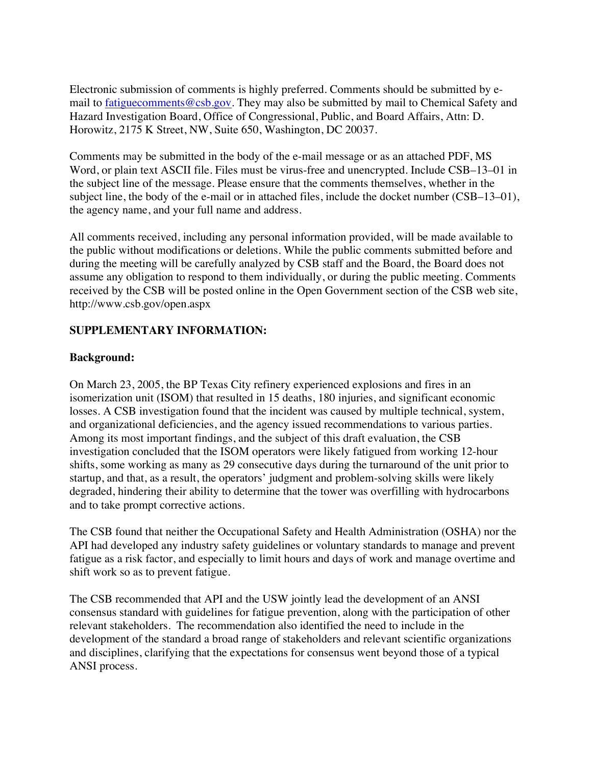Electronic submission of comments is highly preferred. Comments should be submitted by e-mail to [fatiguecomments@csb.gov](mailto:fatiguecomments@csb.gov). They may also be submitted by mail to Chemical Safety and Hazard Investigation Board, Office of Congressional, Public, and Board Affairs, Attn: D. Horowitz, 2175 K Street, NW, Suite 650, Washington, DC 20037.

Comments may be submitted in the body of the e-mail message or as an attached PDF, MS Word, or plain text ASCII file. Files must be virus-free and unencrypted. Include CSB–13–01 in the subject line of the message. Please ensure that the comments themselves, whether in the subject line, the body of the e-mail or in attached files, include the docket number (CSB–13–01), the agency name, and your full name and address.

All comments received, including any personal information provided, will be made available to the public without modifications or deletions. While the public comments submitted before and during the meeting will be carefully analyzed by CSB staff and the Board, the Board does not assume any obligation to respond to them individually, or during the public meeting. Comments received by the CSB will be posted online in the Open Government section of the CSB web site, http://www.csb.gov/open.aspx

**SUPPLEMENTARY INFORMATION:**

**Background:**

On March 23, 2005, the BP Texas City refinery experienced explosions and fires in an isomerization unit (ISOM) that resulted in 15 deaths, 180 injuries, and significant economic losses. A CSB investigation found that the incident was caused by multiple technical, system, and organizational deficiencies, and the agency issued recommendations to various parties. Among its most important findings, and the subject of this draft evaluation, the CSB investigation concluded that the ISOM operators were likely fatigued from working 12-hour shifts, some working as many as 29 consecutive days during the turnaround of the unit prior to startup, and that, as a result, the operators' judgment and problem-solving skills were likely degraded, hindering their ability to determine that the tower was overfilling with hydrocarbons and to take prompt corrective actions.

The CSB found that neither the Occupational Safety and Health Administration (OSHA) nor the API had developed any industry safety guidelines or voluntary standards to manage and prevent fatigue as a risk factor, and especially to limit hours and days of work and manage overtime and shift work so as to prevent fatigue.

The CSB recommended that API and the USW jointly lead the development of an ANSI consensus standard with guidelines for fatigue prevention, along with the participation of other relevant stakeholders. The recommendation also identified the need to include in the development of the standard a broad range of stakeholders and relevant scientific organizations and disciplines, clarifying that the expectations for consensus went beyond those of a typical ANSI process.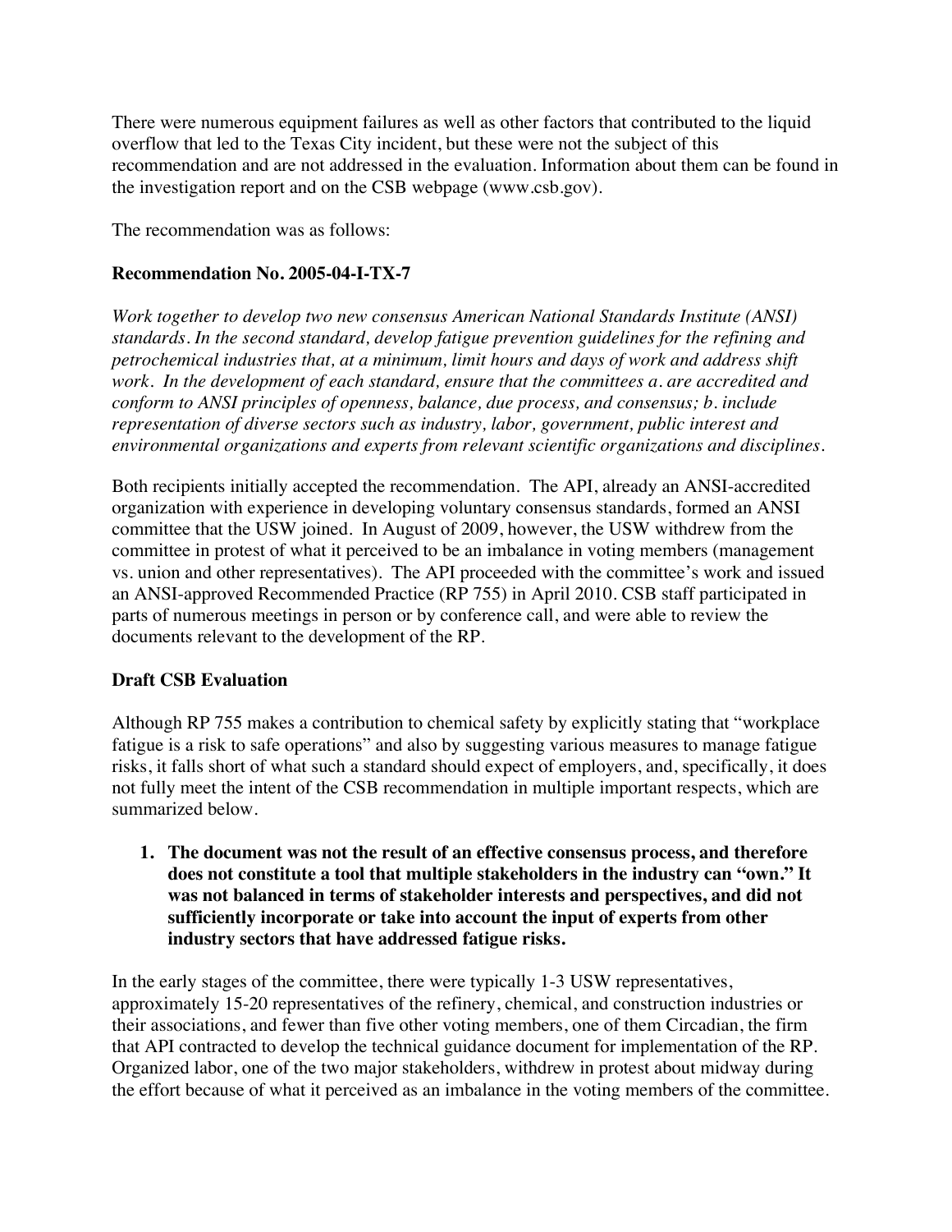There were numerous equipment failures as well as other factors that contributed to the liquid overflow that led to the Texas City incident, but these were not the subject of this recommendation and are not addressed in the evaluation. Information about them can be found in the investigation report and on the CSB webpage (www.csb.gov).

The recommendation was as follows:

**Recommendation No. 2005-04-I-TX-7**

*Work together to develop two new consensus American National Standards Institute (ANSI) standards. In the second standard, develop fatigue prevention guidelines for the refining and petrochemical industries that, at a minimum, limit hours and days of work and address shift work. In the development of each standard, ensure that the committees a. are accredited and conform to ANSI principles of openness, balance, due process, and consensus; b. include representation of diverse sectors such as industry, labor, government, public interest and environmental organizations and experts from relevant scientific organizations and disciplines.*

Both recipients initially accepted the recommendation. The API, already an ANSI-accredited organization with experience in developing voluntary consensus standards, formed an ANSI committee that the USW joined. In August of 2009, however, the USW withdrew from the committee in protest of what it perceived to be an imbalance in voting members (management vs. union and other representatives). The API proceeded with the committee's work and issued an ANSI-approved Recommended Practice (RP 755) in April 2010. CSB staff participated in parts of numerous meetings in person or by conference call, and were able to review the documents relevant to the development of the RP.

**Draft CSB Evaluation**

Although RP 755 makes a contribution to chemical safety by explicitly stating that "workplace fatigue is a risk to safe operations" and also by suggesting various measures to manage fatigue risks, it falls short of what such a standard should expect of employers, and, specifically, it does not fully meet the intent of the CSB recommendation in multiple important respects, which are summarized below.

1. **The document was not the result of an effective consensus process, and therefore does not constitute a tool that multiple stakeholders in the industry can "own." It was not balanced in terms of stakeholder interests and perspectives, and did not sufficiently incorporate or take into account the input of experts from other industry sectors that have addressed fatigue risks.**

In the early stages of the committee, there were typically 1-3 USW representatives, approximately 15-20 representatives of the refinery, chemical, and construction industries or their associations, and fewer than five other voting members, one of them Circadian, the firm that API contracted to develop the technical guidance document for implementation of the RP. Organized labor, one of the two major stakeholders, withdrew in protest about midway during the effort because of what it perceived as an imbalance in the voting members of the committee.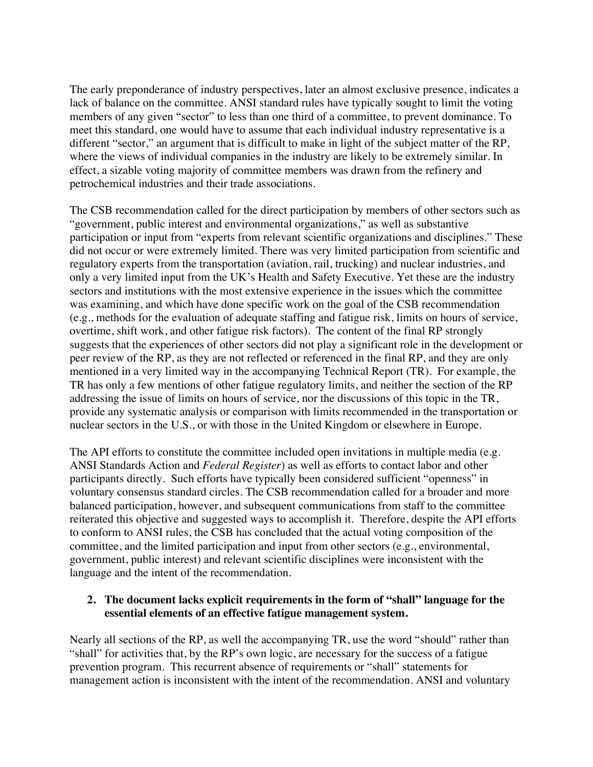The early preponderance of industry perspectives, later an almost exclusive presence, indicates a lack of balance on the committee. ANSI standard rules have typically sought to limit the voting members of any given "sector" to less than one third of a committee, to prevent dominance. To meet this standard, one would have to assume that each individual industry representative is a different "sector," an argument that is difficult to make in light of the subject matter of the RP, where the views of individual companies in the industry are likely to be extremely similar. In effect, a sizable voting majority of committee members was drawn from the refinery and petrochemical industries and their trade associations.

The CSB recommendation called for the direct participation by members of other sectors such as "government, public interest and environmental organizations," as well as substantive participation or input from "experts from relevant scientific organizations and disciplines." These did not occur or were extremely limited. There was very limited participation from scientific and regulatory experts from the transportation (aviation, rail, trucking) and nuclear industries, and only a very limited input from the UK's Health and Safety Executive. Yet these are the industry sectors and institutions with the most extensive experience in the issues which the committee was examining, and which have done specific work on the goal of the CSB recommendation (e.g., methods for the evaluation of adequate staffing and fatigue risk, limits on hours of service, overtime, shift work, and other fatigue risk factors). The content of the final RP strongly suggests that the experiences of other sectors did not play a significant role in the development or peer review of the RP, as they are not reflected or referenced in the final RP, and they are only mentioned in a very limited way in the accompanying Technical Report (TR). For example, the TR has only a few mentions of other fatigue regulatory limits, and neither the section of the RP addressing the issue of limits on hours of service, nor the discussions of this topic in the TR, provide any systematic analysis or comparison with limits recommended in the transportation or nuclear sectors in the U.S., or with those in the United Kingdom or elsewhere in Europe.

The API efforts to constitute the committee included open invitations in multiple media (e.g. ANSI Standards Action and *Federal Register*) as well as efforts to contact labor and other participants directly. Such efforts have typically been considered sufficient "openness" in voluntary consensus standard circles. The CSB recommendation called for a broader and more balanced participation, however, and subsequent communications from staff to the committee reiterated this objective and suggested ways to accomplish it. Therefore, despite the API efforts to conform to ANSI rules, the CSB has concluded that the actual voting composition of the committee, and the limited participation and input from other sectors (e.g., environmental, government, public interest) and relevant scientific disciplines were inconsistent with the language and the intent of the recommendation.

2. **The document lacks explicit requirements in the form of "shall" language for the essential elements of an effective fatigue management system.**

Nearly all sections of the RP, as well the accompanying TR, use the word "should" rather than "shall" for activities that, by the RP's own logic, are necessary for the success of a fatigue prevention program. This recurrent absence of requirements or "shall" statements for management action is inconsistent with the intent of the recommendation. ANSI and voluntary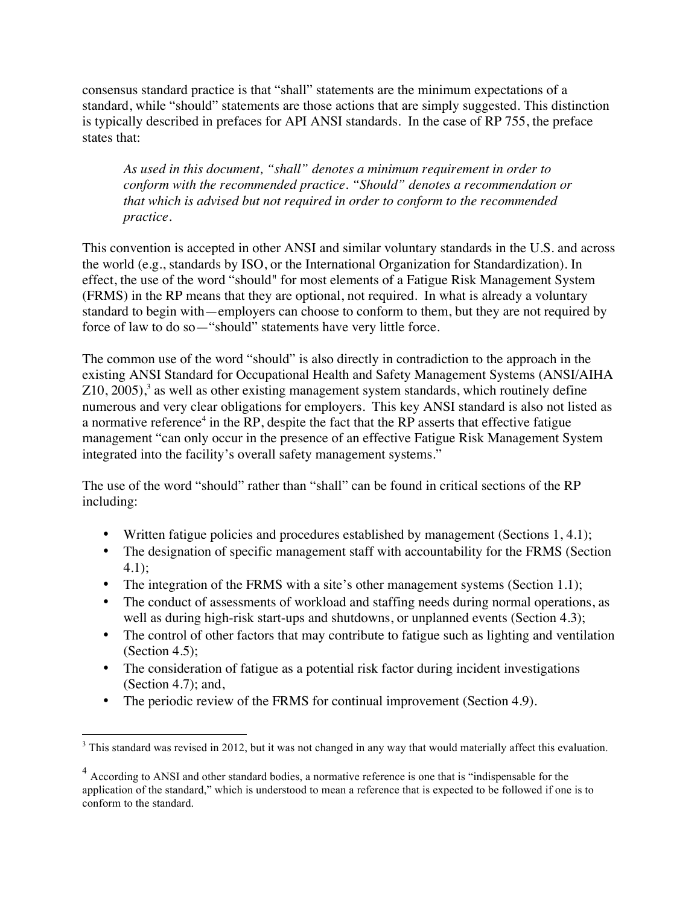consensus standard practice is that "shall" statements are the minimum expectations of a standard, while "should" statements are those actions that are simply suggested. This distinction is typically described in prefaces for API ANSI standards. In the case of RP 755, the preface states that:

> *As used in this document, "shall" denotes a minimum requirement in order to conform with the recommended practice. "Should" denotes a recommendation or that which is advised but not required in order to conform to the recommended practice.*

This convention is accepted in other ANSI and similar voluntary standards in the U.S. and across the world (e.g., standards by ISO, or the International Organization for Standardization). In effect, the use of the word "should" for most elements of a Fatigue Risk Management System (FRMS) in the RP means that they are optional, not required. In what is already a voluntary standard to begin with—employers can choose to conform to them, but they are not required by force of law to do so—"should" statements have very little force.

The common use of the word "should" is also directly in contradiction to the approach in the existing ANSI Standard for Occupational Health and Safety Management Systems (ANSI/AIHA Z10, 2005),[3] as well as other existing management system standards, which routinely define numerous and very clear obligations for employers. This key ANSI standard is also not listed as a normative reference[4] in the RP, despite the fact that the RP asserts that effective fatigue management "can only occur in the presence of an effective Fatigue Risk Management System integrated into the facility's overall safety management systems."

The use of the word "should" rather than "shall" can be found in critical sections of the RP including:

- Written fatigue policies and procedures established by management (Sections 1, 4.1);
- The designation of specific management staff with accountability for the FRMS (Section 4.1);
- The integration of the FRMS with a site's other management systems (Section 1.1);
- The conduct of assessments of workload and staffing needs during normal operations, as well as during high-risk start-ups and shutdowns, or unplanned events (Section 4.3);
- The control of other factors that may contribute to fatigue such as lighting and ventilation (Section 4.5);
- The consideration of fatigue as a potential risk factor during incident investigations (Section 4.7); and,
- The periodic review of the FRMS for continual improvement (Section 4.9).

[3] This standard was revised in 2012, but it was not changed in any way that would materially affect this evaluation.

[4] According to ANSI and other standard bodies, a normative reference is one that is "indispensable for the application of the standard," which is understood to mean a reference that is expected to be followed if one is to conform to the standard.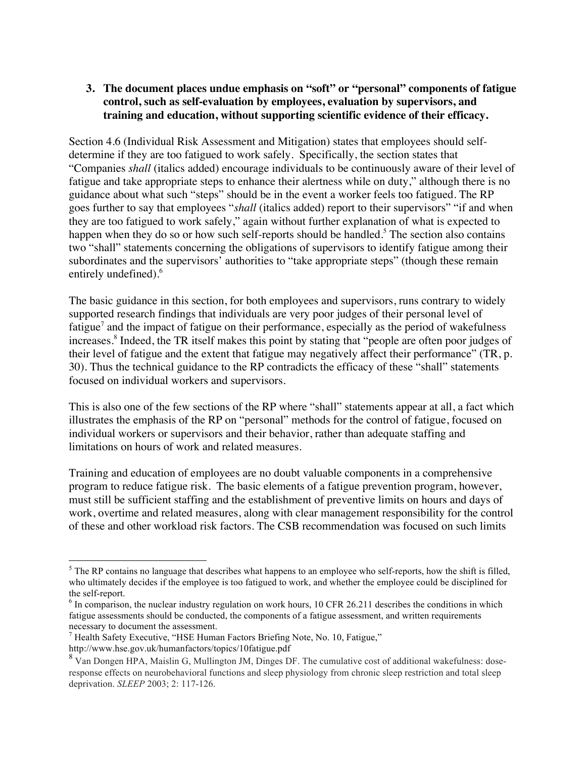**3. The document places undue emphasis on "soft" or "personal" components of fatigue control, such as self-evaluation by employees, evaluation by supervisors, and training and education, without supporting scientific evidence of their efficacy.**

Section 4.6 (Individual Risk Assessment and Mitigation) states that employees should self-determine if they are too fatigued to work safely. Specifically, the section states that "Companies *shall* (italics added) encourage individuals to be continuously aware of their level of fatigue and take appropriate steps to enhance their alertness while on duty," although there is no guidance about what such "steps" should be in the event a worker feels too fatigued. The RP goes further to say that employees "*shall* (italics added) report to their supervisors" "if and when they are too fatigued to work safely," again without further explanation of what is expected to happen when they do so or how such self-reports should be handled.[5] The section also contains two "shall" statements concerning the obligations of supervisors to identify fatigue among their subordinates and the supervisors' authorities to "take appropriate steps" (though these remain entirely undefined).[6]

The basic guidance in this section, for both employees and supervisors, runs contrary to widely supported research findings that individuals are very poor judges of their personal level of fatigue[7] and the impact of fatigue on their performance, especially as the period of wakefulness increases.[8] Indeed, the TR itself makes this point by stating that "people are often poor judges of their level of fatigue and the extent that fatigue may negatively affect their performance" (TR, p. 30). Thus the technical guidance to the RP contradicts the efficacy of these "shall" statements focused on individual workers and supervisors.

This is also one of the few sections of the RP where "shall" statements appear at all, a fact which illustrates the emphasis of the RP on "personal" methods for the control of fatigue, focused on individual workers or supervisors and their behavior, rather than adequate staffing and limitations on hours of work and related measures.

Training and education of employees are no doubt valuable components in a comprehensive program to reduce fatigue risk. The basic elements of a fatigue prevention program, however, must still be sufficient staffing and the establishment of preventive limits on hours and days of work, overtime and related measures, along with clear management responsibility for the control of these and other workload risk factors. The CSB recommendation was focused on such limits

---

[5] The RP contains no language that describes what happens to an employee who self-reports, how the shift is filled, who ultimately decides if the employee is too fatigued to work, and whether the employee could be disciplined for the self-report.

[6] In comparison, the nuclear industry regulation on work hours, 10 CFR 26.211 describes the conditions in which fatigue assessments should be conducted, the components of a fatigue assessment, and written requirements necessary to document the assessment.

[7] Health Safety Executive, "HSE Human Factors Briefing Note, No. 10, Fatigue," http://www.hse.gov.uk/humanfactors/topics/10fatigue.pdf

[8] Van Dongen HPA, Maislin G, Mullington JM, Dinges DF. The cumulative cost of additional wakefulness: dose-response effects on neurobehavioral functions and sleep physiology from chronic sleep restriction and total sleep deprivation. *SLEEP* 2003; 2: 117-126.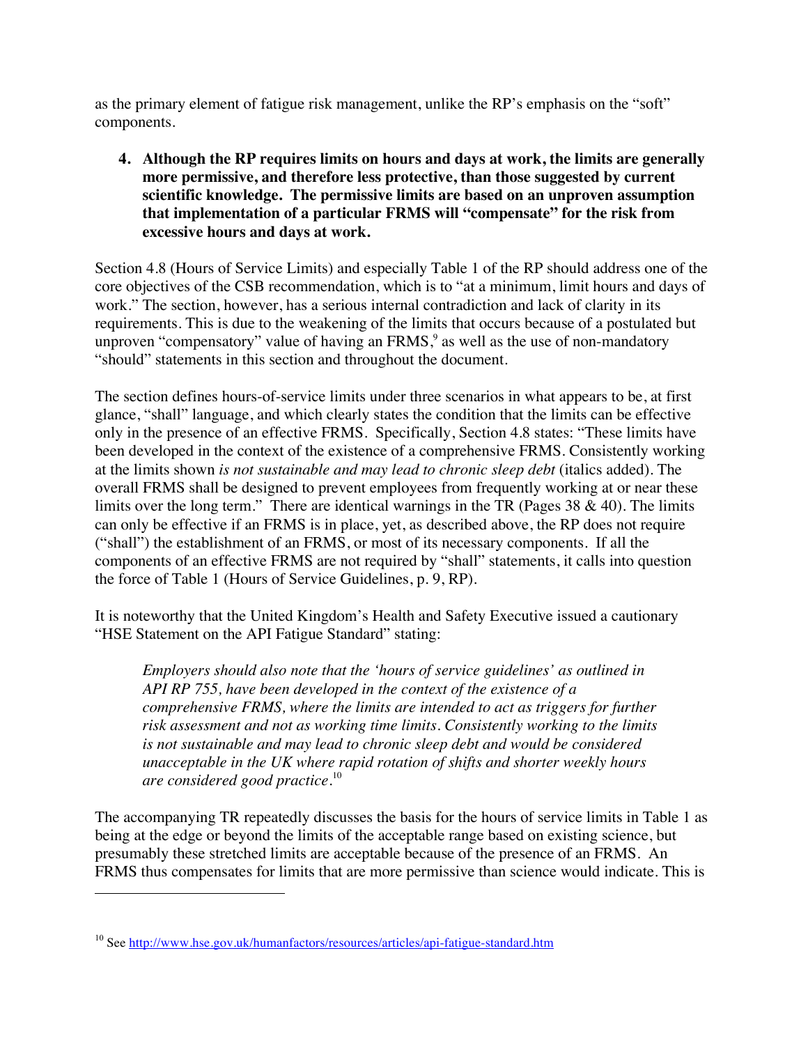as the primary element of fatigue risk management, unlike the RP's emphasis on the "soft" components.

4. **Although the RP requires limits on hours and days at work, the limits are generally more permissive, and therefore less protective, than those suggested by current scientific knowledge. The permissive limits are based on an unproven assumption that implementation of a particular FRMS will "compensate" for the risk from excessive hours and days at work.**

Section 4.8 (Hours of Service Limits) and especially Table 1 of the RP should address one of the core objectives of the CSB recommendation, which is to "at a minimum, limit hours and days of work." The section, however, has a serious internal contradiction and lack of clarity in its requirements. This is due to the weakening of the limits that occurs because of a postulated but unproven "compensatory" value of having an FRMS,[9] as well as the use of non-mandatory "should" statements in this section and throughout the document.

The section defines hours-of-service limits under three scenarios in what appears to be, at first glance, "shall" language, and which clearly states the condition that the limits can be effective only in the presence of an effective FRMS. Specifically, Section 4.8 states: "These limits have been developed in the context of the existence of a comprehensive FRMS. Consistently working at the limits shown *is not sustainable and may lead to chronic sleep debt* (italics added). The overall FRMS shall be designed to prevent employees from frequently working at or near these limits over the long term." There are identical warnings in the TR (Pages 38 & 40). The limits can only be effective if an FRMS is in place, yet, as described above, the RP does not require ("shall") the establishment of an FRMS, or most of its necessary components. If all the components of an effective FRMS are not required by "shall" statements, it calls into question the force of Table 1 (Hours of Service Guidelines, p. 9, RP).

It is noteworthy that the United Kingdom's Health and Safety Executive issued a cautionary "HSE Statement on the API Fatigue Standard" stating:

> *Employers should also note that the 'hours of service guidelines' as outlined in API RP 755, have been developed in the context of the existence of a comprehensive FRMS, where the limits are intended to act as triggers for further risk assessment and not as working time limits. Consistently working to the limits is not sustainable and may lead to chronic sleep debt and would be considered unacceptable in the UK where rapid rotation of shifts and shorter weekly hours are considered good practice*.[10]

The accompanying TR repeatedly discusses the basis for the hours of service limits in Table 1 as being at the edge or beyond the limits of the acceptable range based on existing science, but presumably these stretched limits are acceptable because of the presence of an FRMS. An FRMS thus compensates for limits that are more permissive than science would indicate. This is

---

[10] See http://www.hse.gov.uk/humanfactors/resources/articles/api-fatigue-standard.htm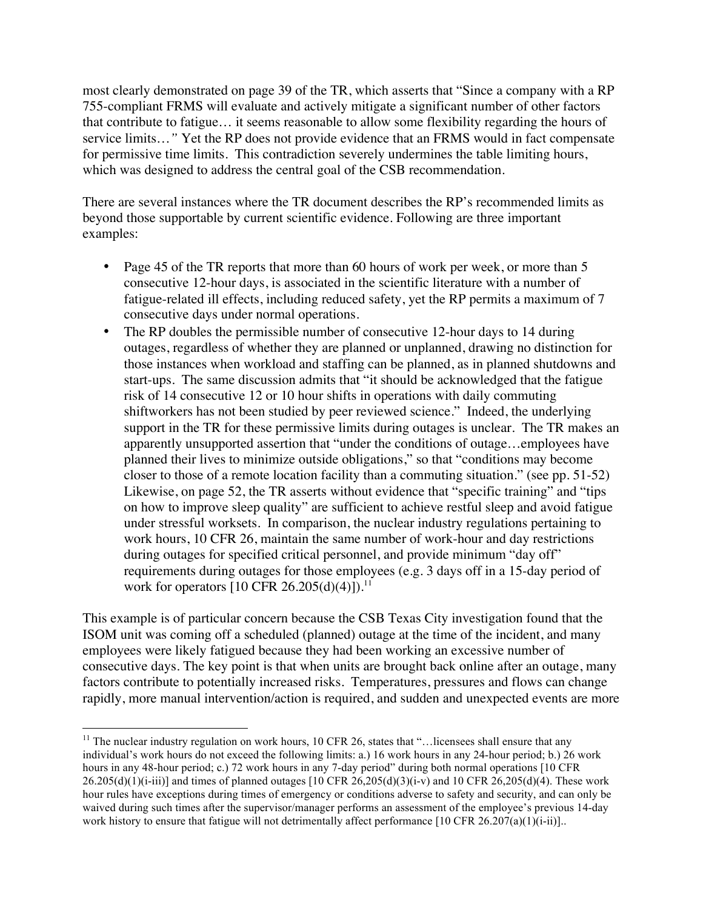most clearly demonstrated on page 39 of the TR, which asserts that "Since a company with a RP 755-compliant FRMS will evaluate and actively mitigate a significant number of other factors that contribute to fatigue… it seems reasonable to allow some flexibility regarding the hours of service limits…*"* Yet the RP does not provide evidence that an FRMS would in fact compensate for permissive time limits. This contradiction severely undermines the table limiting hours, which was designed to address the central goal of the CSB recommendation.

There are several instances where the TR document describes the RP's recommended limits as beyond those supportable by current scientific evidence. Following are three important examples:

- Page 45 of the TR reports that more than 60 hours of work per week, or more than 5 consecutive 12-hour days, is associated in the scientific literature with a number of fatigue-related ill effects, including reduced safety, yet the RP permits a maximum of 7 consecutive days under normal operations.
- The RP doubles the permissible number of consecutive 12-hour days to 14 during outages, regardless of whether they are planned or unplanned, drawing no distinction for those instances when workload and staffing can be planned, as in planned shutdowns and start-ups. The same discussion admits that "it should be acknowledged that the fatigue risk of 14 consecutive 12 or 10 hour shifts in operations with daily commuting shiftworkers has not been studied by peer reviewed science." Indeed, the underlying support in the TR for these permissive limits during outages is unclear. The TR makes an apparently unsupported assertion that "under the conditions of outage…employees have planned their lives to minimize outside obligations," so that "conditions may become closer to those of a remote location facility than a commuting situation." (see pp. 51-52) Likewise, on page 52, the TR asserts without evidence that "specific training" and "tips on how to improve sleep quality" are sufficient to achieve restful sleep and avoid fatigue under stressful worksets. In comparison, the nuclear industry regulations pertaining to work hours, 10 CFR 26, maintain the same number of work-hour and day restrictions during outages for specified critical personnel, and provide minimum "day off" requirements during outages for those employees (e.g. 3 days off in a 15-day period of work for operators [10 CFR 26.205(d)(4)]).[11]

This example is of particular concern because the CSB Texas City investigation found that the ISOM unit was coming off a scheduled (planned) outage at the time of the incident, and many employees were likely fatigued because they had been working an excessive number of consecutive days. The key point is that when units are brought back online after an outage, many factors contribute to potentially increased risks. Temperatures, pressures and flows can change rapidly, more manual intervention/action is required, and sudden and unexpected events are more

[11] The nuclear industry regulation on work hours, 10 CFR 26, states that "…licensees shall ensure that any individual's work hours do not exceed the following limits: a.) 16 work hours in any 24-hour period; b.) 26 work hours in any 48-hour period; c.) 72 work hours in any 7-day period" during both normal operations [10 CFR 26.205(d)(1)(i-iii)] and times of planned outages [10 CFR 26,205(d)(3)(i-v) and 10 CFR 26,205(d)(4). These work hour rules have exceptions during times of emergency or conditions adverse to safety and security, and can only be waived during such times after the supervisor/manager performs an assessment of the employee's previous 14-day work history to ensure that fatigue will not detrimentally affect performance [10 CFR 26.207(a)(1)(i-ii)]..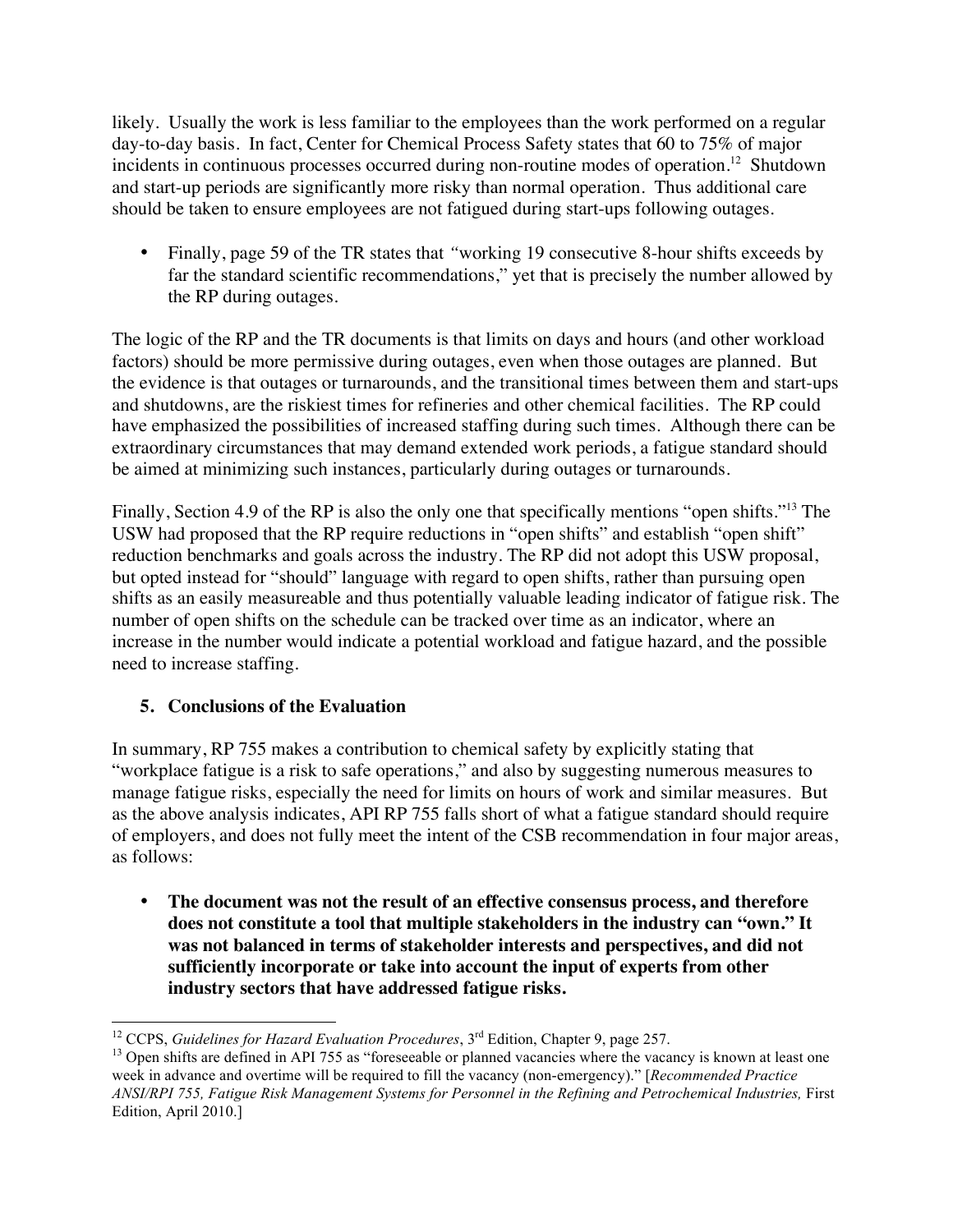likely. Usually the work is less familiar to the employees than the work performed on a regular day-to-day basis. In fact, Center for Chemical Process Safety states that 60 to 75% of major incidents in continuous processes occurred during non-routine modes of operation.[12] Shutdown and start-up periods are significantly more risky than normal operation. Thus additional care should be taken to ensure employees are not fatigued during start-ups following outages.

- Finally, page 59 of the TR states that *"*working 19 consecutive 8-hour shifts exceeds by far the standard scientific recommendations," yet that is precisely the number allowed by the RP during outages.

The logic of the RP and the TR documents is that limits on days and hours (and other workload factors) should be more permissive during outages, even when those outages are planned. But the evidence is that outages or turnarounds, and the transitional times between them and start-ups and shutdowns, are the riskiest times for refineries and other chemical facilities. The RP could have emphasized the possibilities of increased staffing during such times. Although there can be extraordinary circumstances that may demand extended work periods, a fatigue standard should be aimed at minimizing such instances, particularly during outages or turnarounds.

Finally, Section 4.9 of the RP is also the only one that specifically mentions "open shifts."[13] The USW had proposed that the RP require reductions in "open shifts" and establish "open shift" reduction benchmarks and goals across the industry. The RP did not adopt this USW proposal, but opted instead for "should" language with regard to open shifts, rather than pursuing open shifts as an easily measureable and thus potentially valuable leading indicator of fatigue risk. The number of open shifts on the schedule can be tracked over time as an indicator, where an increase in the number would indicate a potential workload and fatigue hazard, and the possible need to increase staffing.

## 5. Conclusions of the Evaluation

In summary, RP 755 makes a contribution to chemical safety by explicitly stating that "workplace fatigue is a risk to safe operations," and also by suggesting numerous measures to manage fatigue risks, especially the need for limits on hours of work and similar measures. But as the above analysis indicates, API RP 755 falls short of what a fatigue standard should require of employers, and does not fully meet the intent of the CSB recommendation in four major areas, as follows:

- **The document was not the result of an effective consensus process, and therefore does not constitute a tool that multiple stakeholders in the industry can "own." It was not balanced in terms of stakeholder interests and perspectives, and did not sufficiently incorporate or take into account the input of experts from other industry sectors that have addressed fatigue risks.**

---

[12] CCPS, *Guidelines for Hazard Evaluation Procedures*, 3rd Edition, Chapter 9, page 257.

[13] Open shifts are defined in API 755 as "foreseeable or planned vacancies where the vacancy is known at least one week in advance and overtime will be required to fill the vacancy (non-emergency)." [*Recommended Practice ANSI/RPI 755, Fatigue Risk Management Systems for Personnel in the Refining and Petrochemical Industries,* First Edition, April 2010.]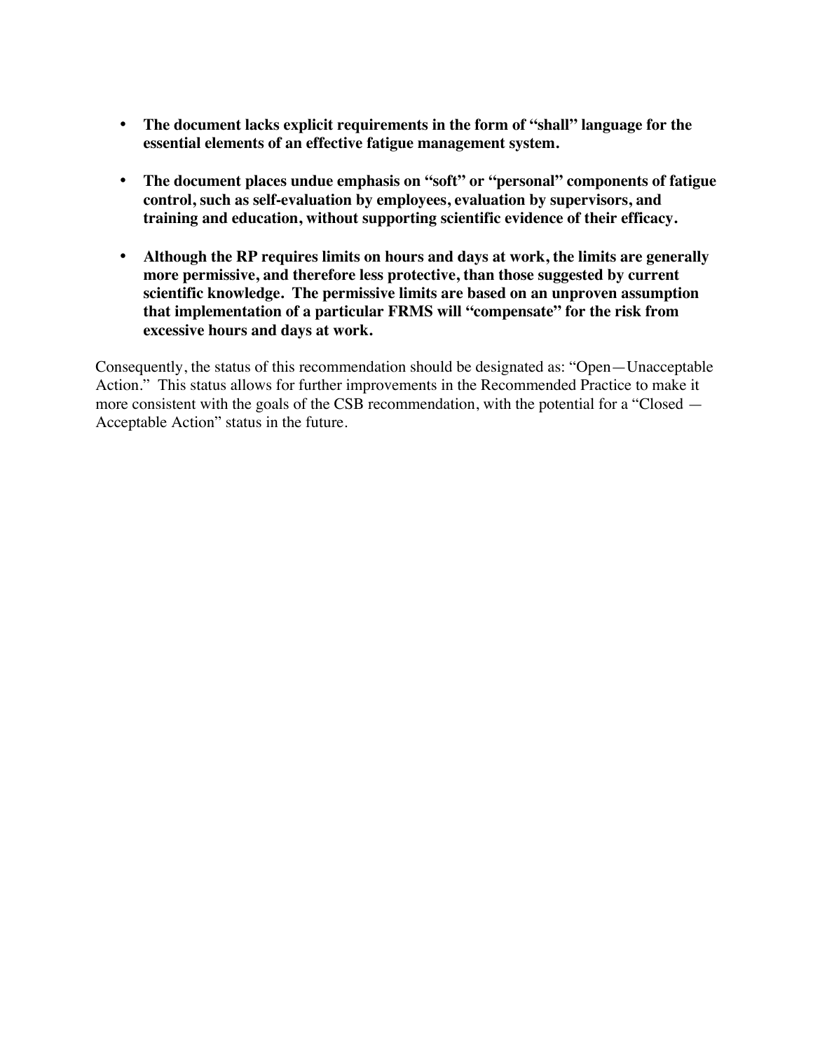- **The document lacks explicit requirements in the form of "shall" language for the essential elements of an effective fatigue management system.**

- **The document places undue emphasis on "soft" or "personal" components of fatigue control, such as self-evaluation by employees, evaluation by supervisors, and training and education, without supporting scientific evidence of their efficacy.**

- **Although the RP requires limits on hours and days at work, the limits are generally more permissive, and therefore less protective, than those suggested by current scientific knowledge. The permissive limits are based on an unproven assumption that implementation of a particular FRMS will "compensate" for the risk from excessive hours and days at work.**

Consequently, the status of this recommendation should be designated as: "Open—Unacceptable Action." This status allows for further improvements in the Recommended Practice to make it more consistent with the goals of the CSB recommendation, with the potential for a "Closed — Acceptable Action" status in the future.